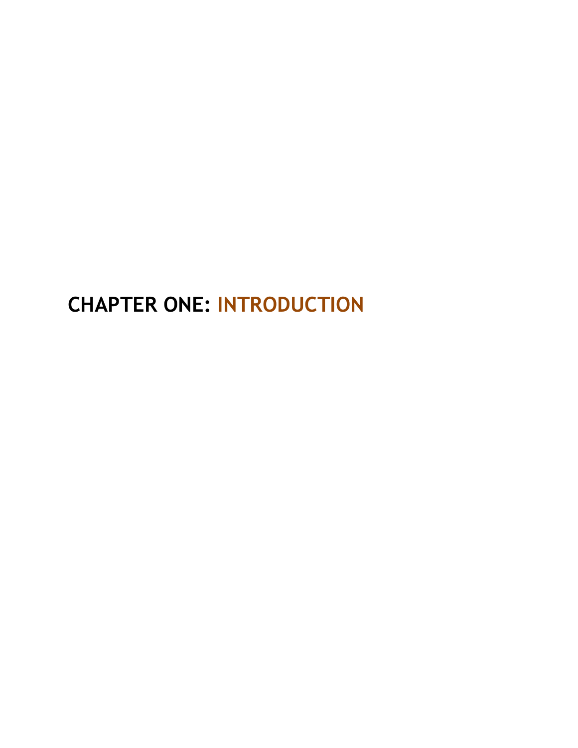# CHAPTER ONE: INTRODUCTION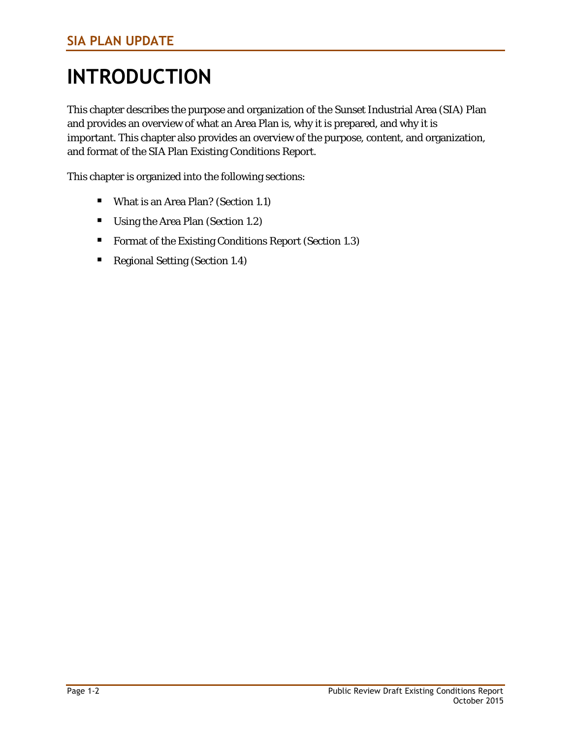# INTRODUCTION

This chapter describes the purpose and organization of the Sunset Industrial Area (SIA) Plan and provides an overview of what an Area Plan is, why it is prepared, and why it is important. This chapter also provides an overview of the purpose, content, and organization, and format of the SIA Plan Existing Conditions Report.

This chapter is organized into the following sections:

- What is an Area Plan? (Section 1.1)
- Using the Area Plan (Section 1.2)
- Format of the Existing Conditions Report (Section 1.3)
- Regional Setting (Section 1.4)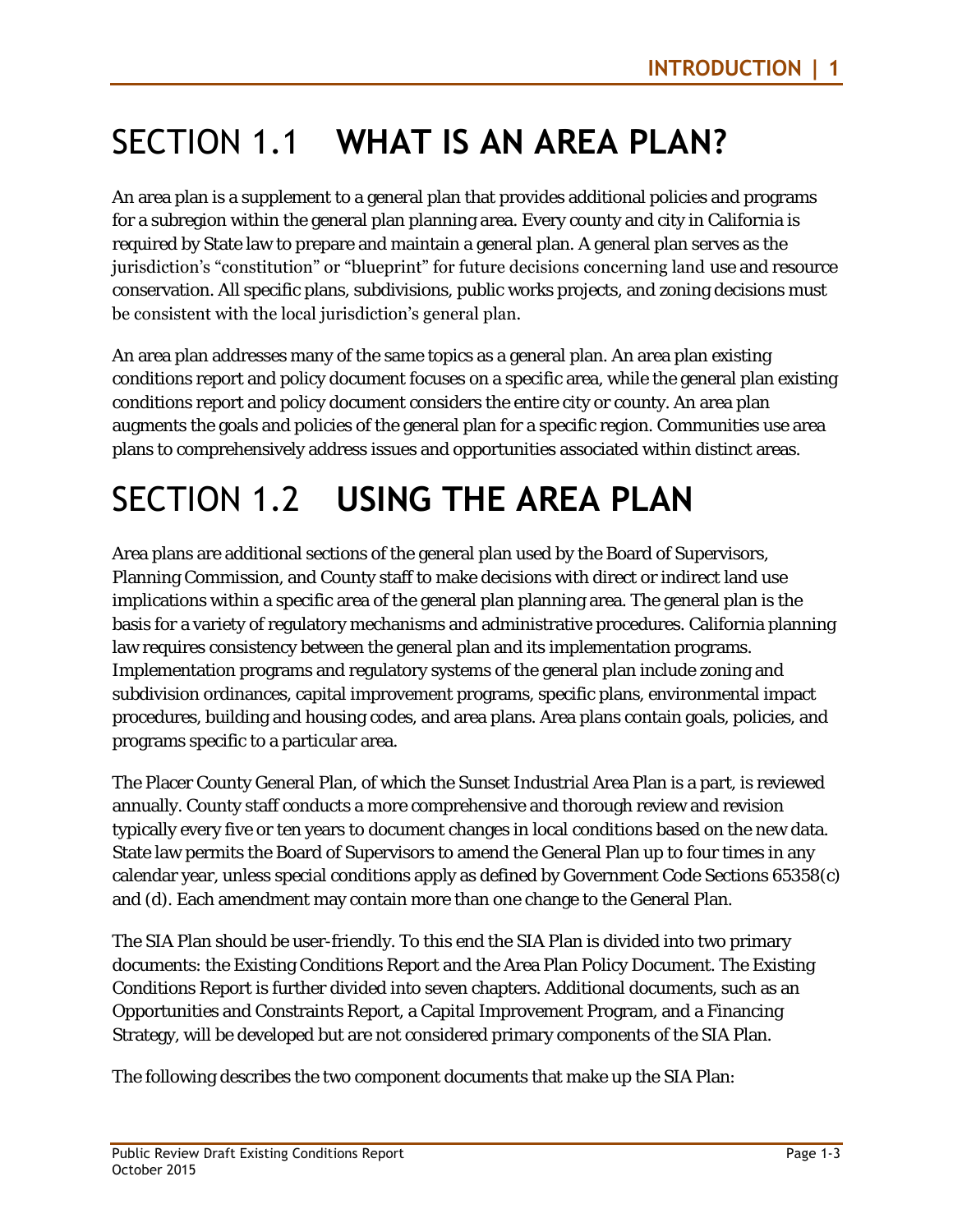# SECTION 1.1 **WHAT IS AN AREA PLAN?**

An area plan is a supplement to a general plan that provides additional policies and programs for a subregion within the general plan planning area. Every county and city in California is required by State law to prepare and maintain a general plan. A general plan serves as the jurisdiction's "constitution" or "blueprint" for future decisions concerning land use and resource conservation. All specific plans, subdivisions, public works projects, and zoning decisions must be consistent with the local jurisdiction's general plan.

An area plan addresses many of the same topics as a general plan. An area plan existing conditions report and policy document focuses on a specific area, while the general plan existing conditions report and policy document considers the entire city or county. An area plan augments the goals and policies of the general plan for a specific region. Communities use area plans to comprehensively address issues and opportunities associated within distinct areas.

# SECTION 1.2 **USING THE AREA PLAN**

Area plans are additional sections of the general plan used by the Board of Supervisors, Planning Commission, and County staff to make decisions with direct or indirect land use implications within a specific area of the general plan planning area. The general plan is the basis for a variety of regulatory mechanisms and administrative procedures. California planning law requires consistency between the general plan and its implementation programs. Implementation programs and regulatory systems of the general plan include zoning and subdivision ordinances, capital improvement programs, specific plans, environmental impact procedures, building and housing codes, and area plans. Area plans contain goals, policies, and programs specific to a particular area.

The Placer County General Plan, of which the Sunset Industrial Area Plan is a part, is reviewed annually. County staff conducts a more comprehensive and thorough review and revision typically every five or ten years to document changes in local conditions based on the new data. State law permits the Board of Supervisors to amend the General Plan up to four times in any calendar year, unless special conditions apply as defined by Government Code Sections 65358(c) and (d). Each amendment may contain more than one change to the General Plan.

The SIA Plan should be user-friendly. To this end the SIA Plan is divided into two primary documents: the Existing Conditions Report and the Area Plan Policy Document. The Existing Conditions Report is further divided into seven chapters. Additional documents, such as an Opportunities and Constraints Report, a Capital Improvement Program, and a Financing Strategy, will be developed but are not considered primary components of the SIA Plan.

The following describes the two component documents that make up the SIA Plan: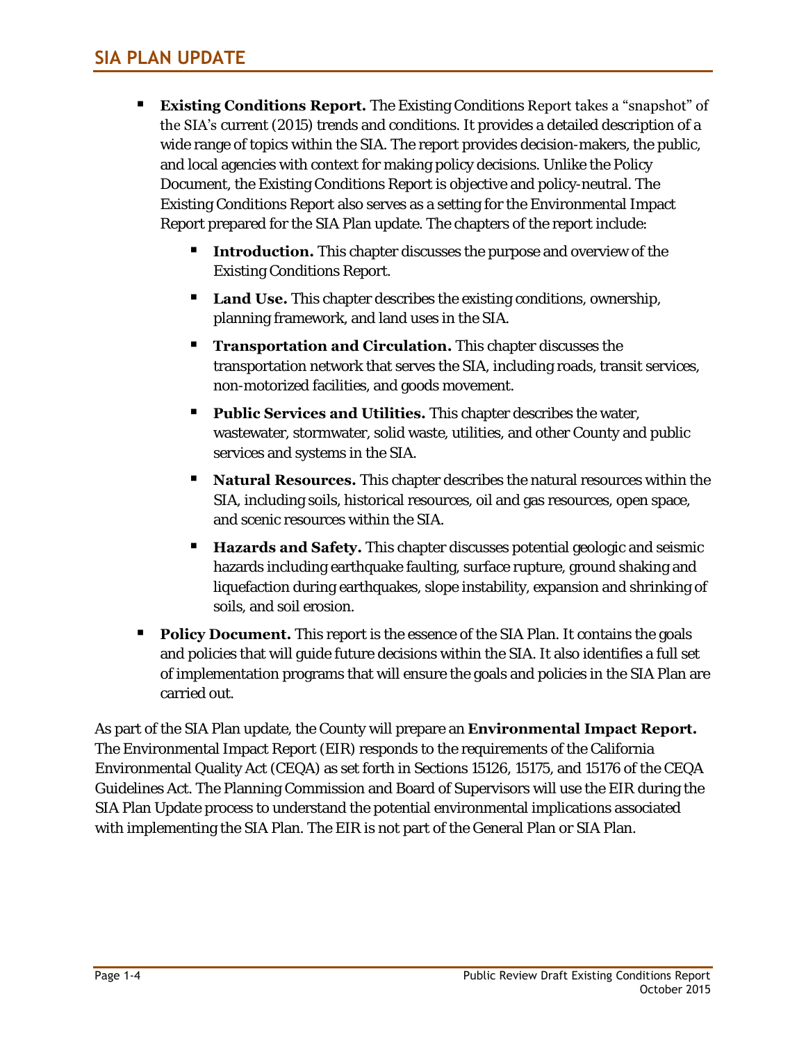- **Existing Conditions Report.** The Existing Conditions Report takes a "snapshot" of the SIA's current (2015) trends and conditions. It provides a detailed description of a wide range of topics within the SIA. The report provides decision-makers, the public, and local agencies with context for making policy decisions. Unlike the Policy Document, the Existing Conditions Report is objective and policy-neutral. The Existing Conditions Report also serves as a setting for the Environmental Impact Report prepared for the SIA Plan update. The chapters of the report include:
  - **Introduction.** This chapter discusses the purpose and overview of the Existing Conditions Report.
  - **Land Use.** This chapter describes the existing conditions, ownership, planning framework, and land uses in the SIA.
  - **Transportation and Circulation.** This chapter discusses the transportation network that serves the SIA, including roads, transit services, non-motorized facilities, and goods movement.
  - **Public Services and Utilities.** This chapter describes the water, wastewater, stormwater, solid waste, utilities, and other County and public services and systems in the SIA.
  - **Natural Resources.** This chapter describes the natural resources within the SIA, including soils, historical resources, oil and gas resources, open space, and scenic resources within the SIA.
  - **Hazards and Safety.** This chapter discusses potential geologic and seismic hazards including earthquake faulting, surface rupture, ground shaking and liquefaction during earthquakes, slope instability, expansion and shrinking of soils, and soil erosion.
- **Policy Document.** This report is the essence of the SIA Plan. It contains the goals and policies that will guide future decisions within the SIA. It also identifies a full set of implementation programs that will ensure the goals and policies in the SIA Plan are carried out.

As part of the SIA Plan update, the County will prepare an **Environmental Impact Report.** The Environmental Impact Report (EIR) responds to the requirements of the California Environmental Quality Act (CEQA) as set forth in Sections 15126, 15175, and 15176 of the CEQA Guidelines Act. The Planning Commission and Board of Supervisors will use the EIR during the SIA Plan Update process to understand the potential environmental implications associated with implementing the SIA Plan. The EIR is not part of the General Plan or SIA Plan.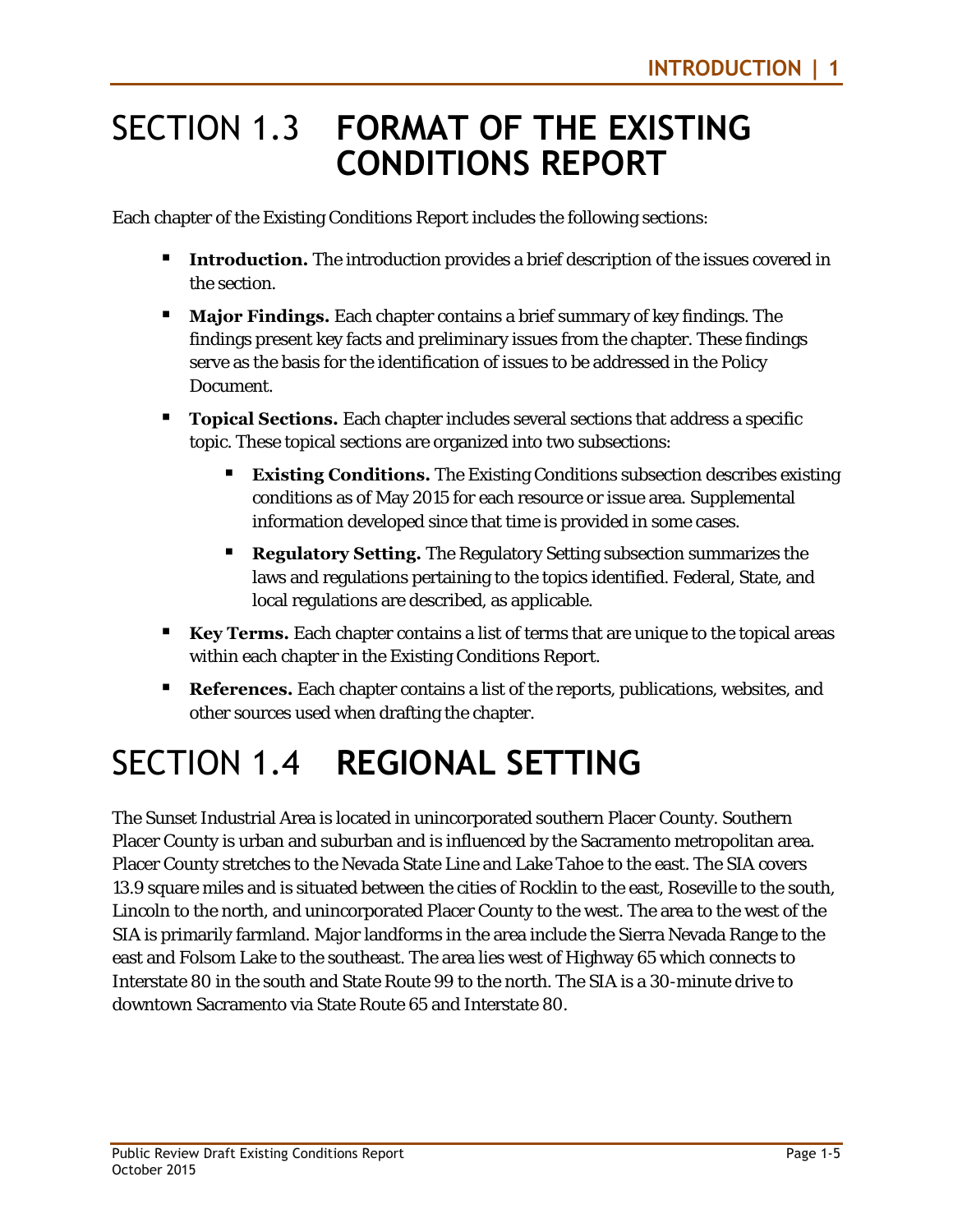# SECTION 1.3 FORMAT OF THE EXISTING CONDITIONS REPORT

Each chapter of the Existing Conditions Report includes the following sections:

- **Introduction.** The introduction provides a brief description of the issues covered in the section.
- **Major Findings.** Each chapter contains a brief summary of key findings. The findings present key facts and preliminary issues from the chapter. These findings serve as the basis for the identification of issues to be addressed in the Policy Document.
- **Topical Sections.** Each chapter includes several sections that address a specific topic. These topical sections are organized into two subsections:
  - **Existing Conditions.** The Existing Conditions subsection describes existing conditions as of May 2015 for each resource or issue area. Supplemental information developed since that time is provided in some cases.
  - **Regulatory Setting.** The Regulatory Setting subsection summarizes the laws and regulations pertaining to the topics identified. Federal, State, and local regulations are described, as applicable.
- **Key Terms.** Each chapter contains a list of terms that are unique to the topical areas within each chapter in the Existing Conditions Report.
- **References.** Each chapter contains a list of the reports, publications, websites, and other sources used when drafting the chapter.

# SECTION 1.4 REGIONAL SETTING

The Sunset Industrial Area is located in unincorporated southern Placer County. Southern Placer County is urban and suburban and is influenced by the Sacramento metropolitan area. Placer County stretches to the Nevada State Line and Lake Tahoe to the east. The SIA covers 13.9 square miles and is situated between the cities of Rocklin to the east, Roseville to the south, Lincoln to the north, and unincorporated Placer County to the west. The area to the west of the SIA is primarily farmland. Major landforms in the area include the Sierra Nevada Range to the east and Folsom Lake to the southeast. The area lies west of Highway 65 which connects to Interstate 80 in the south and State Route 99 to the north. The SIA is a 30-minute drive to downtown Sacramento via State Route 65 and Interstate 80.